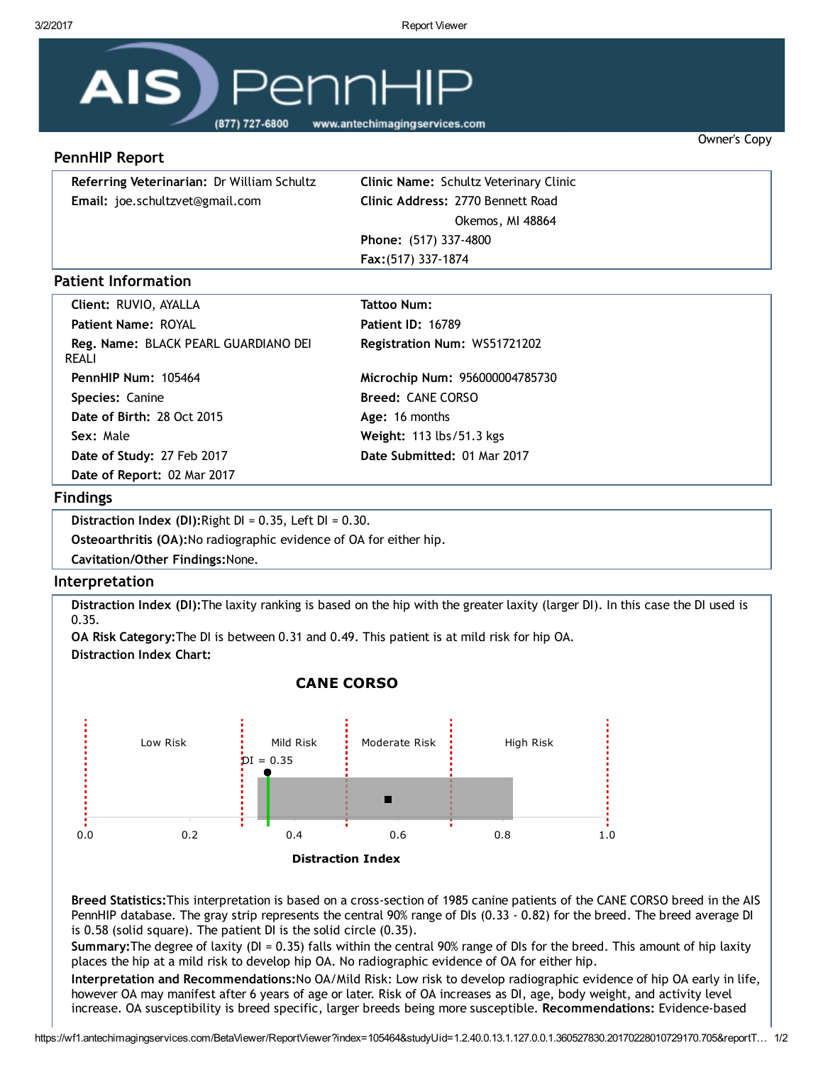# AIS PennHIP

(877) 727-6800 www.antechimagingservices.com

Owner's Copy

## PennHIP Report

**Referring Veterinarian:** Dr William Schultz
**Email:** joe.schultzvet@gmail.com

**Clinic Name:** Schultz Veterinary Clinic
**Clinic Address:** 2770 Bennett Road
Okemos, MI 48864
**Phone:** (517) 337-4800
**Fax:** (517) 337-1874

## Patient Information

| | |
|---|---|
| **Client:** RUVIO, AYALLA | **Tattoo Num:** |
| **Patient Name:** ROYAL | **Patient ID:** 16789 |
| **Reg. Name:** BLACK PEARL GUARDIANO DEI REALI | **Registration Num:** WS51721202 |
| **PennHIP Num:** 105464 | **Microchip Num:** 956000004785730 |
| **Species:** Canine | **Breed:** CANE CORSO |
| **Date of Birth:** 28 Oct 2015 | **Age:** 16 months |
| **Sex:** Male | **Weight:** 113 lbs/51.3 kgs |
| **Date of Study:** 27 Feb 2017 | **Date Submitted:** 01 Mar 2017 |
| **Date of Report:** 02 Mar 2017 | |

## Findings

**Distraction Index (DI):** Right DI = 0.35, Left DI = 0.30.
**Osteoarthritis (OA):** No radiographic evidence of OA for either hip.
**Cavitation/Other Findings:** None.

## Interpretation

**Distraction Index (DI):** The laxity ranking is based on the hip with the greater laxity (larger DI). In this case the DI used is 0.35.
**OA Risk Category:** The DI is between 0.31 and 0.49. This patient is at mild risk for hip OA.
**Distraction Index Chart:**

**CANE CORSO**

Low Risk | Mild Risk | Moderate Risk | High Risk

DI = 0.35

0.0 0.2 0.4 0.6 0.8 1.0

**Distraction Index**

**Breed Statistics:** This interpretation is based on a cross-section of 1985 canine patients of the CANE CORSO breed in the AIS PennHIP database. The gray strip represents the central 90% range of DIs (0.33 - 0.82) for the breed. The breed average DI is 0.58 (solid square). The patient DI is the solid circle (0.35).
**Summary:** The degree of laxity (DI = 0.35) falls within the central 90% range of DIs for the breed. This amount of hip laxity places the hip at a mild risk to develop hip OA. No radiographic evidence of OA for either hip.
**Interpretation and Recommendations:** No OA/Mild Risk: Low risk to develop radiographic evidence of hip OA early in life, however OA may manifest after 6 years of age or later. Risk of OA increases as DI, age, body weight, and activity level increase. OA susceptibility is breed specific, larger breeds being more susceptible. **Recommendations:** Evidence-based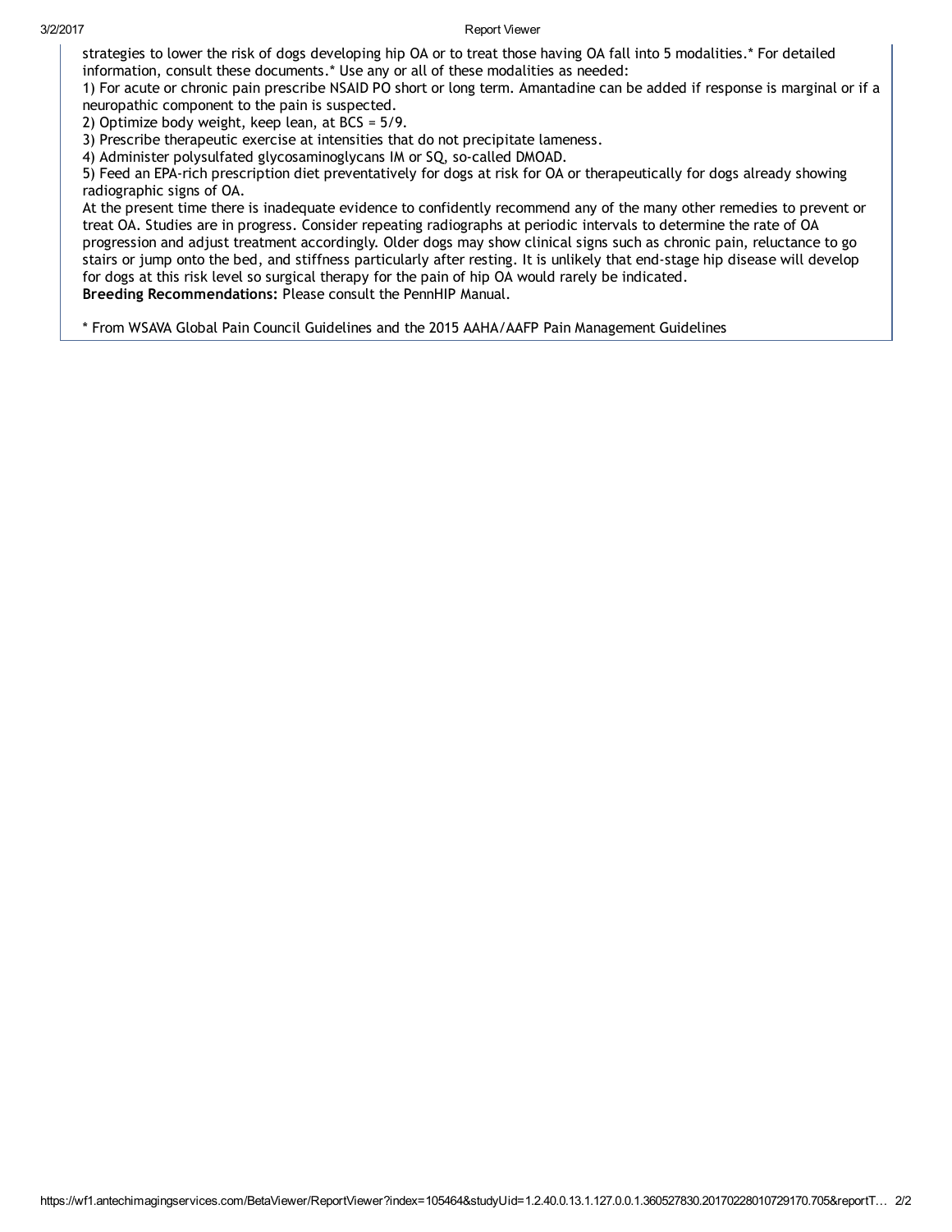strategies to lower the risk of dogs developing hip OA or to treat those having OA fall into 5 modalities.* For detailed information, consult these documents.* Use any or all of these modalities as needed:

1) For acute or chronic pain prescribe NSAID PO short or long term. Amantadine can be added if response is marginal or if a neuropathic component to the pain is suspected.
2) Optimize body weight, keep lean, at BCS = 5/9.
3) Prescribe therapeutic exercise at intensities that do not precipitate lameness.
4) Administer polysulfated glycosaminoglycans IM or SQ, so-called DMOAD.
5) Feed an EPA-rich prescription diet preventatively for dogs at risk for OA or therapeutically for dogs already showing radiographic signs of OA.

At the present time there is inadequate evidence to confidently recommend any of the many other remedies to prevent or treat OA. Studies are in progress. Consider repeating radiographs at periodic intervals to determine the rate of OA progression and adjust treatment accordingly. Older dogs may show clinical signs such as chronic pain, reluctance to go stairs or jump onto the bed, and stiffness particularly after resting. It is unlikely that end-stage hip disease will develop for dogs at this risk level so surgical therapy for the pain of hip OA would rarely be indicated.

**Breeding Recommendations:** Please consult the PennHIP Manual.

* From WSAVA Global Pain Council Guidelines and the 2015 AAHA/AAFP Pain Management Guidelines